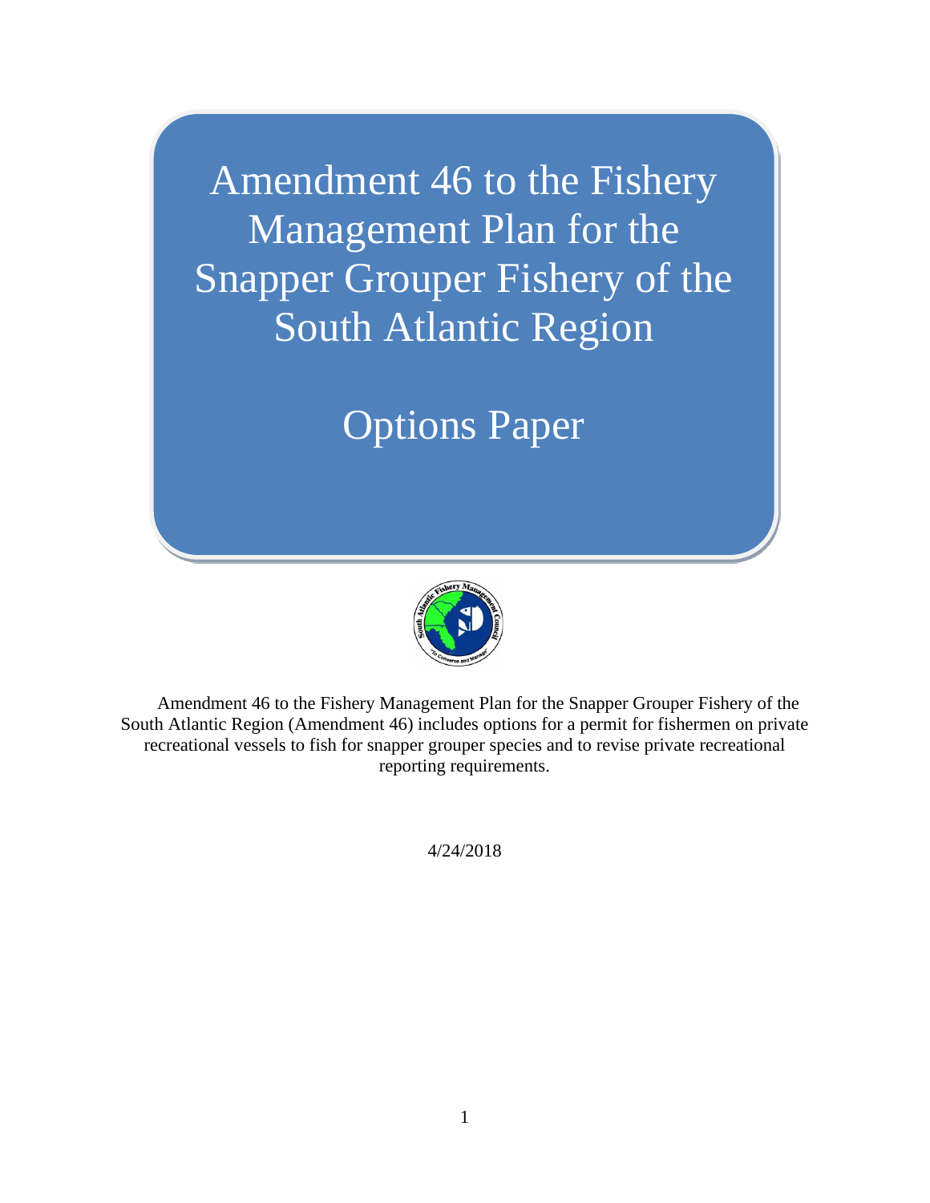# Amendment 46 to the Fishery Management Plan for the Snapper Grouper Fishery of the South Atlantic Region

## Options Paper

Amendment 46 to the Fishery Management Plan for the Snapper Grouper Fishery of the South Atlantic Region (Amendment 46) includes options for a permit for fishermen on private recreational vessels to fish for snapper grouper species and to revise private recreational reporting requirements.

4/24/2018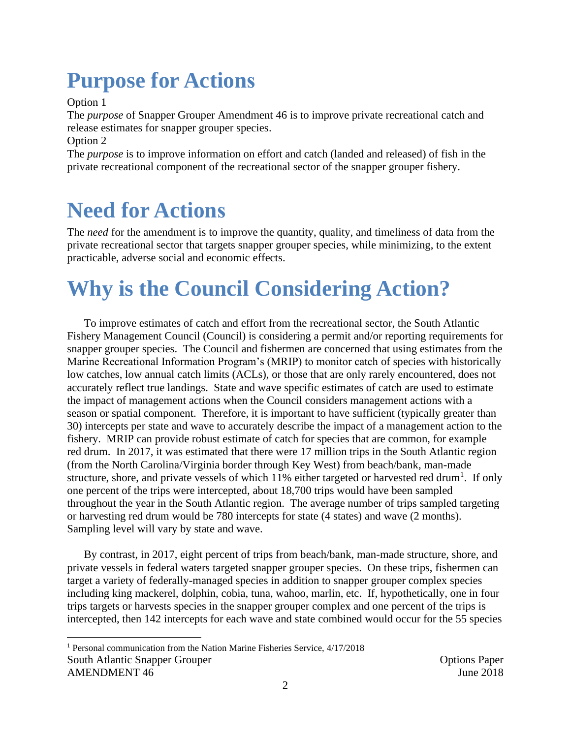# Purpose for Actions

Option 1

The *purpose* of Snapper Grouper Amendment 46 is to improve private recreational catch and release estimates for snapper grouper species.

Option 2

The *purpose* is to improve information on effort and catch (landed and released) of fish in the private recreational component of the recreational sector of the snapper grouper fishery.

# Need for Actions

The *need* for the amendment is to improve the quantity, quality, and timeliness of data from the private recreational sector that targets snapper grouper species, while minimizing, to the extent practicable, adverse social and economic effects.

# Why is the Council Considering Action?

To improve estimates of catch and effort from the recreational sector, the South Atlantic Fishery Management Council (Council) is considering a permit and/or reporting requirements for snapper grouper species. The Council and fishermen are concerned that using estimates from the Marine Recreational Information Program's (MRIP) to monitor catch of species with historically low catches, low annual catch limits (ACLs), or those that are only rarely encountered, does not accurately reflect true landings. State and wave specific estimates of catch are used to estimate the impact of management actions when the Council considers management actions with a season or spatial component. Therefore, it is important to have sufficient (typically greater than 30) intercepts per state and wave to accurately describe the impact of a management action to the fishery. MRIP can provide robust estimate of catch for species that are common, for example red drum. In 2017, it was estimated that there were 17 million trips in the South Atlantic region (from the North Carolina/Virginia border through Key West) from beach/bank, man-made structure, shore, and private vessels of which 11% either targeted or harvested red drum[1]. If only one percent of the trips were intercepted, about 18,700 trips would have been sampled throughout the year in the South Atlantic region. The average number of trips sampled targeting or harvesting red drum would be 780 intercepts for state (4 states) and wave (2 months). Sampling level will vary by state and wave.

By contrast, in 2017, eight percent of trips from beach/bank, man-made structure, shore, and private vessels in federal waters targeted snapper grouper species. On these trips, fishermen can target a variety of federally-managed species in addition to snapper grouper complex species including king mackerel, dolphin, cobia, tuna, wahoo, marlin, etc. If, hypothetically, one in four trips targets or harvests species in the snapper grouper complex and one percent of the trips is intercepted, then 142 intercepts for each wave and state combined would occur for the 55 species

[1] Personal communication from the Nation Marine Fisheries Service, 4/17/2018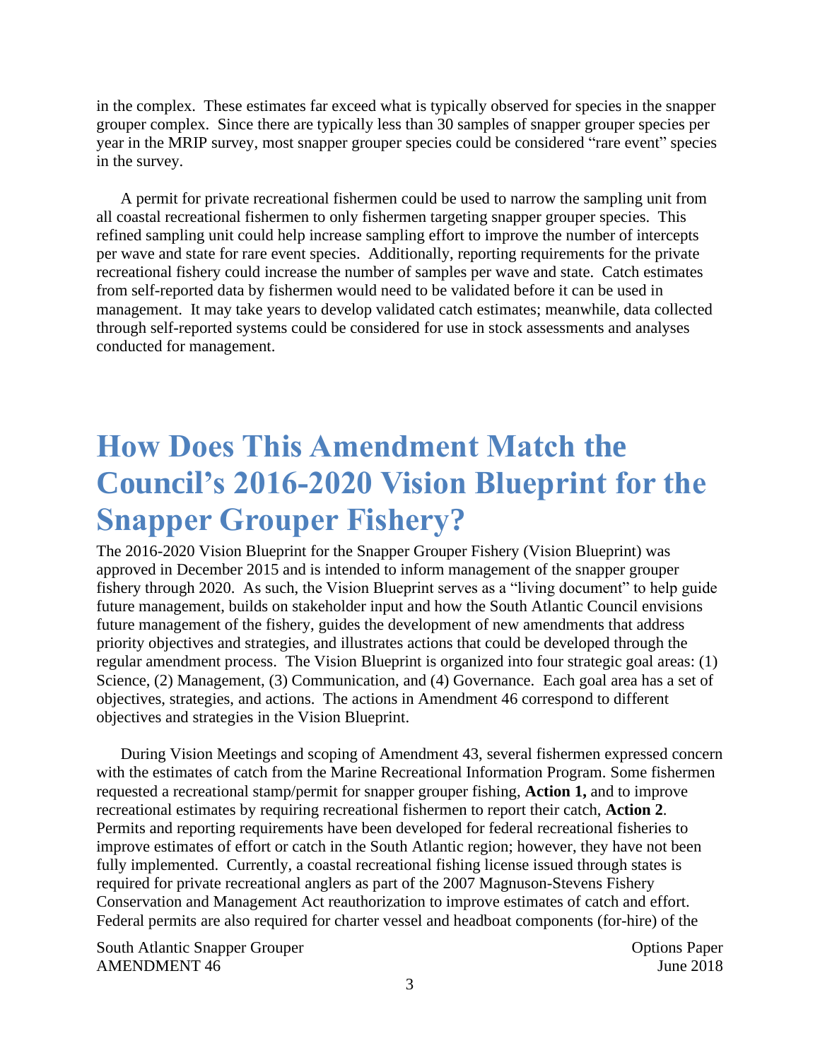in the complex. These estimates far exceed what is typically observed for species in the snapper grouper complex. Since there are typically less than 30 samples of snapper grouper species per year in the MRIP survey, most snapper grouper species could be considered "rare event" species in the survey.

A permit for private recreational fishermen could be used to narrow the sampling unit from all coastal recreational fishermen to only fishermen targeting snapper grouper species. This refined sampling unit could help increase sampling effort to improve the number of intercepts per wave and state for rare event species. Additionally, reporting requirements for the private recreational fishery could increase the number of samples per wave and state. Catch estimates from self-reported data by fishermen would need to be validated before it can be used in management. It may take years to develop validated catch estimates; meanwhile, data collected through self-reported systems could be considered for use in stock assessments and analyses conducted for management.

# How Does This Amendment Match the Council's 2016-2020 Vision Blueprint for the Snapper Grouper Fishery?

The 2016-2020 Vision Blueprint for the Snapper Grouper Fishery (Vision Blueprint) was approved in December 2015 and is intended to inform management of the snapper grouper fishery through 2020. As such, the Vision Blueprint serves as a "living document" to help guide future management, builds on stakeholder input and how the South Atlantic Council envisions future management of the fishery, guides the development of new amendments that address priority objectives and strategies, and illustrates actions that could be developed through the regular amendment process. The Vision Blueprint is organized into four strategic goal areas: (1) Science, (2) Management, (3) Communication, and (4) Governance. Each goal area has a set of objectives, strategies, and actions. The actions in Amendment 46 correspond to different objectives and strategies in the Vision Blueprint.

During Vision Meetings and scoping of Amendment 43, several fishermen expressed concern with the estimates of catch from the Marine Recreational Information Program. Some fishermen requested a recreational stamp/permit for snapper grouper fishing, **Action 1,** and to improve recreational estimates by requiring recreational fishermen to report their catch, **Action 2**. Permits and reporting requirements have been developed for federal recreational fisheries to improve estimates of effort or catch in the South Atlantic region; however, they have not been fully implemented. Currently, a coastal recreational fishing license issued through states is required for private recreational anglers as part of the 2007 Magnuson-Stevens Fishery Conservation and Management Act reauthorization to improve estimates of catch and effort. Federal permits are also required for charter vessel and headboat components (for-hire) of the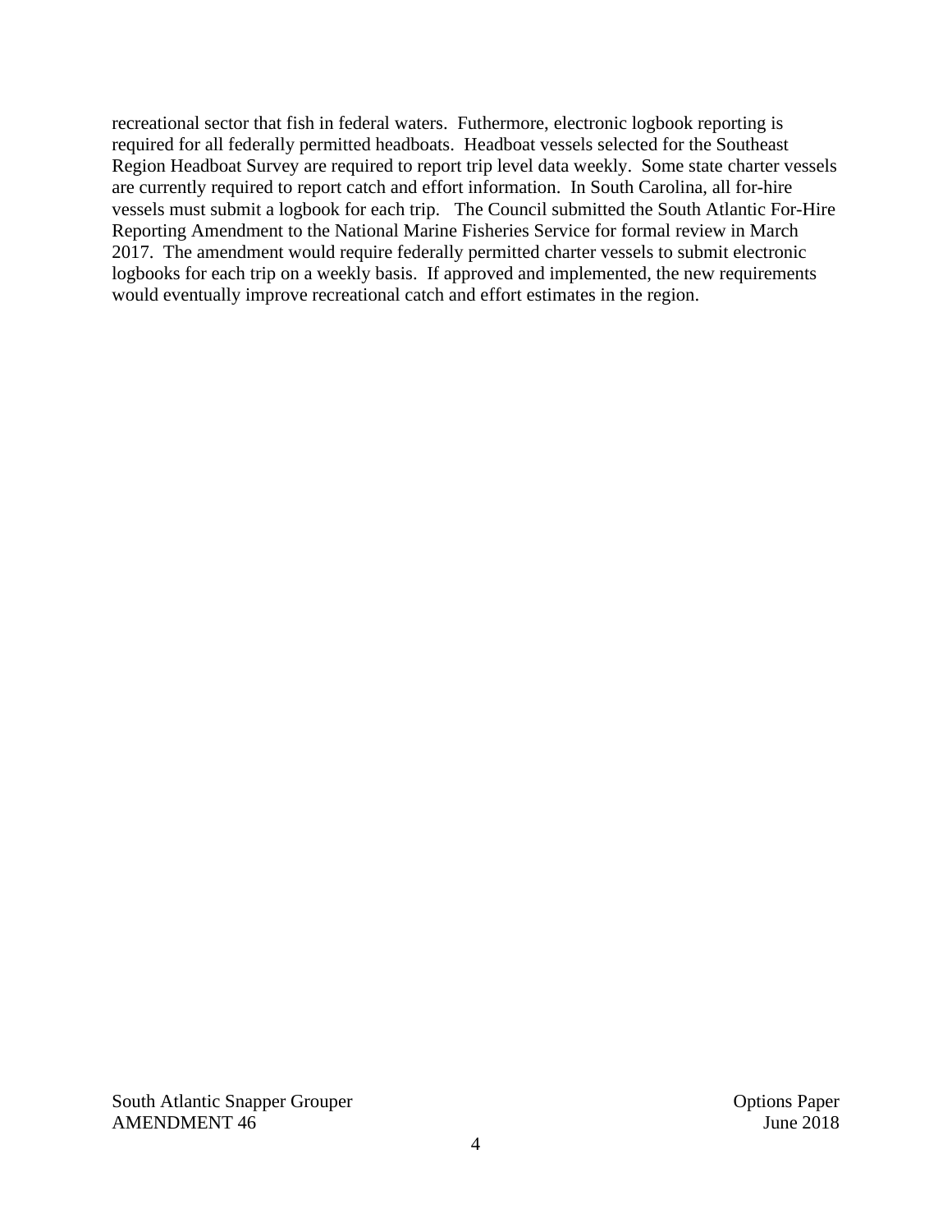recreational sector that fish in federal waters. Futhermore, electronic logbook reporting is required for all federally permitted headboats. Headboat vessels selected for the Southeast Region Headboat Survey are required to report trip level data weekly. Some state charter vessels are currently required to report catch and effort information. In South Carolina, all for-hire vessels must submit a logbook for each trip. The Council submitted the South Atlantic For-Hire Reporting Amendment to the National Marine Fisheries Service for formal review in March 2017. The amendment would require federally permitted charter vessels to submit electronic logbooks for each trip on a weekly basis. If approved and implemented, the new requirements would eventually improve recreational catch and effort estimates in the region.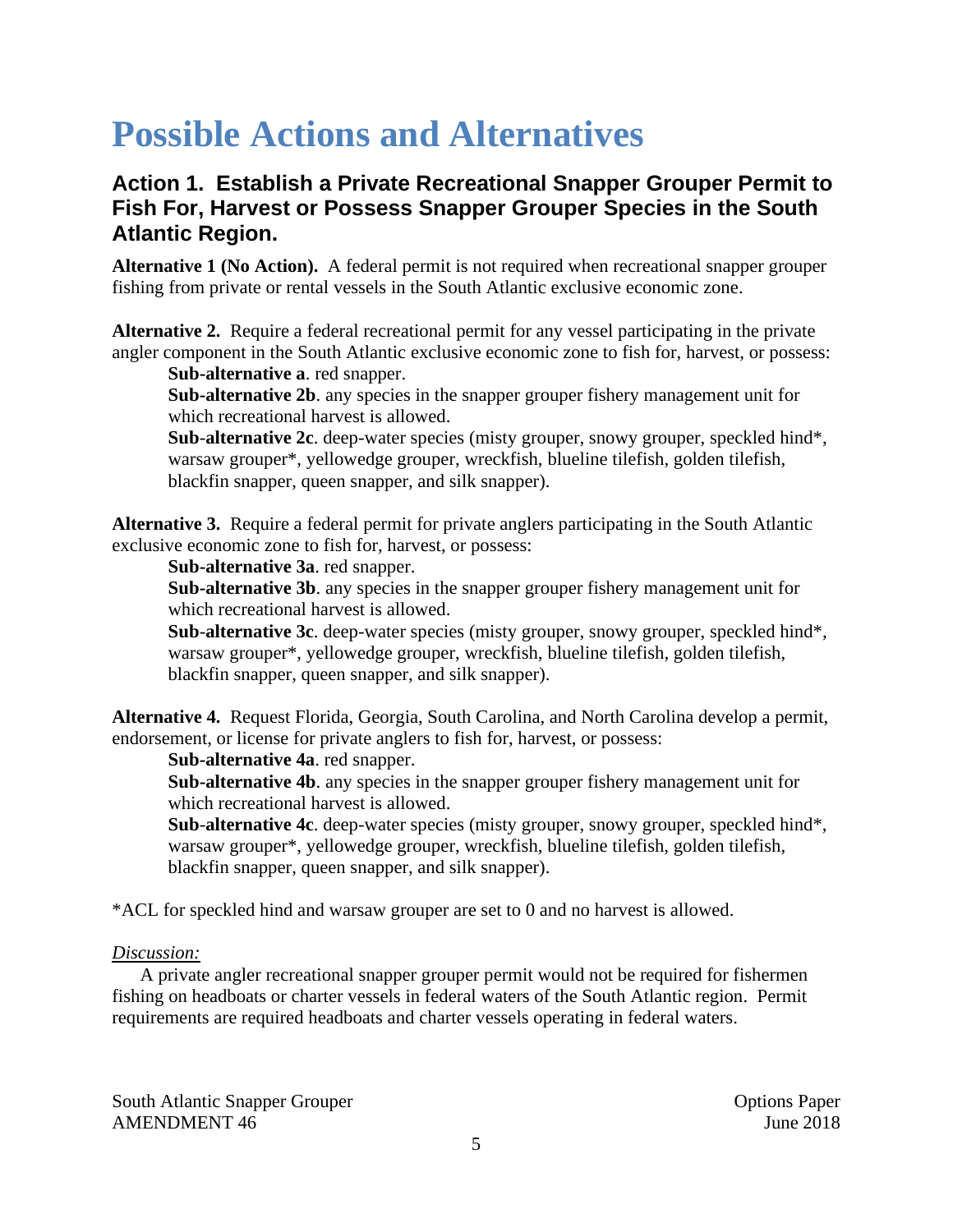# Possible Actions and Alternatives

## Action 1. Establish a Private Recreational Snapper Grouper Permit to Fish For, Harvest or Possess Snapper Grouper Species in the South Atlantic Region.

**Alternative 1 (No Action).** A federal permit is not required when recreational snapper grouper fishing from private or rental vessels in the South Atlantic exclusive economic zone.

**Alternative 2.** Require a federal recreational permit for any vessel participating in the private angler component in the South Atlantic exclusive economic zone to fish for, harvest, or possess:

**Sub-alternative a**. red snapper.
**Sub-alternative 2b**. any species in the snapper grouper fishery management unit for which recreational harvest is allowed.
**Sub-alternative 2c**. deep-water species (misty grouper, snowy grouper, speckled hind*, warsaw grouper*, yellowedge grouper, wreckfish, blueline tilefish, golden tilefish, blackfin snapper, queen snapper, and silk snapper).

**Alternative 3.** Require a federal permit for private anglers participating in the South Atlantic exclusive economic zone to fish for, harvest, or possess:

**Sub-alternative 3a**. red snapper.
**Sub-alternative 3b**. any species in the snapper grouper fishery management unit for which recreational harvest is allowed.
**Sub-alternative 3c**. deep-water species (misty grouper, snowy grouper, speckled hind*, warsaw grouper*, yellowedge grouper, wreckfish, blueline tilefish, golden tilefish, blackfin snapper, queen snapper, and silk snapper).

**Alternative 4.** Request Florida, Georgia, South Carolina, and North Carolina develop a permit, endorsement, or license for private anglers to fish for, harvest, or possess:

**Sub-alternative 4a**. red snapper.
**Sub-alternative 4b**. any species in the snapper grouper fishery management unit for which recreational harvest is allowed.
**Sub-alternative 4c**. deep-water species (misty grouper, snowy grouper, speckled hind*, warsaw grouper*, yellowedge grouper, wreckfish, blueline tilefish, golden tilefish, blackfin snapper, queen snapper, and silk snapper).

*ACL for speckled hind and warsaw grouper are set to 0 and no harvest is allowed.

*Discussion:*

A private angler recreational snapper grouper permit would not be required for fishermen fishing on headboats or charter vessels in federal waters of the South Atlantic region. Permit requirements are required headboats and charter vessels operating in federal waters.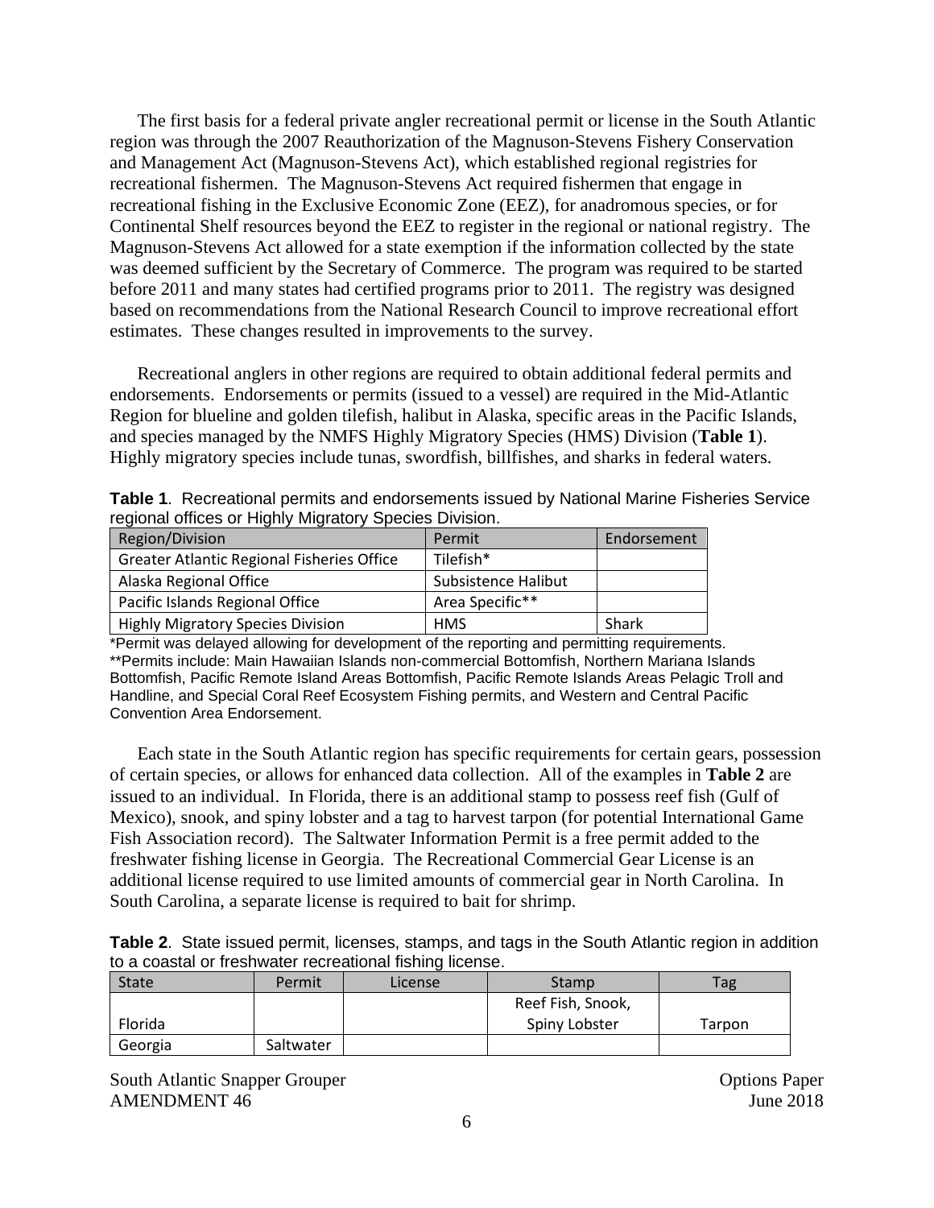The first basis for a federal private angler recreational permit or license in the South Atlantic region was through the 2007 Reauthorization of the Magnuson-Stevens Fishery Conservation and Management Act (Magnuson-Stevens Act), which established regional registries for recreational fishermen. The Magnuson-Stevens Act required fishermen that engage in recreational fishing in the Exclusive Economic Zone (EEZ), for anadromous species, or for Continental Shelf resources beyond the EEZ to register in the regional or national registry. The Magnuson-Stevens Act allowed for a state exemption if the information collected by the state was deemed sufficient by the Secretary of Commerce. The program was required to be started before 2011 and many states had certified programs prior to 2011. The registry was designed based on recommendations from the National Research Council to improve recreational effort estimates. These changes resulted in improvements to the survey.

Recreational anglers in other regions are required to obtain additional federal permits and endorsements. Endorsements or permits (issued to a vessel) are required in the Mid-Atlantic Region for blueline and golden tilefish, halibut in Alaska, specific areas in the Pacific Islands, and species managed by the NMFS Highly Migratory Species (HMS) Division (**Table 1**). Highly migratory species include tunas, swordfish, billfishes, and sharks in federal waters.

**Table 1**. Recreational permits and endorsements issued by National Marine Fisheries Service regional offices or Highly Migratory Species Division.

| Region/Division | Permit | Endorsement |
|---|---|---|
| Greater Atlantic Regional Fisheries Office | Tilefish* | |
| Alaska Regional Office | Subsistence Halibut | |
| Pacific Islands Regional Office | Area Specific** | |
| Highly Migratory Species Division | HMS | Shark |

*Permit was delayed allowing for development of the reporting and permitting requirements.
**Permits include: Main Hawaiian Islands non-commercial Bottomfish, Northern Mariana Islands Bottomfish, Pacific Remote Island Areas Bottomfish, Pacific Remote Islands Areas Pelagic Troll and Handline, and Special Coral Reef Ecosystem Fishing permits, and Western and Central Pacific Convention Area Endorsement.

Each state in the South Atlantic region has specific requirements for certain gears, possession of certain species, or allows for enhanced data collection. All of the examples in **Table 2** are issued to an individual. In Florida, there is an additional stamp to possess reef fish (Gulf of Mexico), snook, and spiny lobster and a tag to harvest tarpon (for potential International Game Fish Association record). The Saltwater Information Permit is a free permit added to the freshwater fishing license in Georgia. The Recreational Commercial Gear License is an additional license required to use limited amounts of commercial gear in North Carolina. In South Carolina, a separate license is required to bait for shrimp.

**Table 2**. State issued permit, licenses, stamps, and tags in the South Atlantic region in addition to a coastal or freshwater recreational fishing license.

| State | Permit | License | Stamp | Tag |
|---|---|---|---|---|
| Florida | | | Reef Fish, Snook, Spiny Lobster | Tarpon |
| Georgia | Saltwater | | | |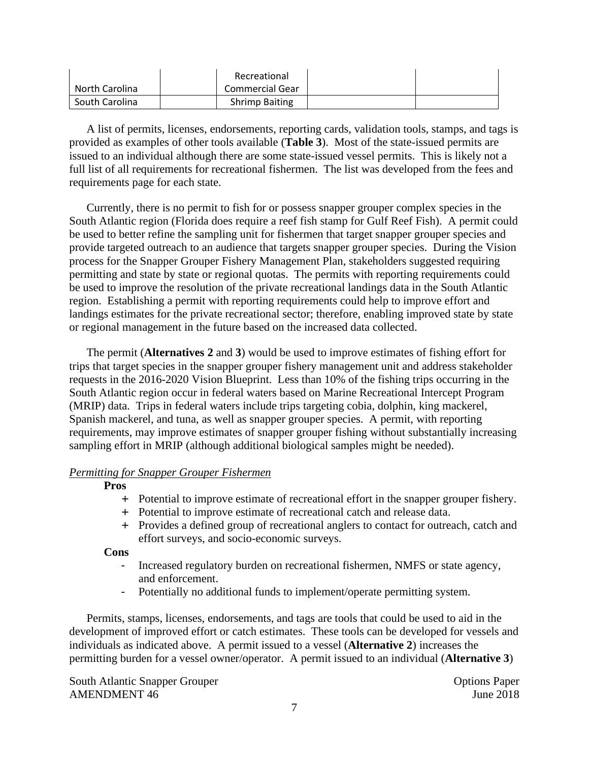| | | | | |
|---|---|---|---|---|
| North Carolina | | Recreational Commercial Gear | | |
| South Carolina | | Shrimp Baiting | | |

A list of permits, licenses, endorsements, reporting cards, validation tools, stamps, and tags is provided as examples of other tools available (**Table 3**). Most of the state-issued permits are issued to an individual although there are some state-issued vessel permits. This is likely not a full list of all requirements for recreational fishermen. The list was developed from the fees and requirements page for each state.

Currently, there is no permit to fish for or possess snapper grouper complex species in the South Atlantic region (Florida does require a reef fish stamp for Gulf Reef Fish). A permit could be used to better refine the sampling unit for fishermen that target snapper grouper species and provide targeted outreach to an audience that targets snapper grouper species. During the Vision process for the Snapper Grouper Fishery Management Plan, stakeholders suggested requiring permitting and state by state or regional quotas. The permits with reporting requirements could be used to improve the resolution of the private recreational landings data in the South Atlantic region. Establishing a permit with reporting requirements could help to improve effort and landings estimates for the private recreational sector; therefore, enabling improved state by state or regional management in the future based on the increased data collected.

The permit (**Alternatives 2** and **3**) would be used to improve estimates of fishing effort for trips that target species in the snapper grouper fishery management unit and address stakeholder requests in the 2016-2020 Vision Blueprint. Less than 10% of the fishing trips occurring in the South Atlantic region occur in federal waters based on Marine Recreational Intercept Program (MRIP) data. Trips in federal waters include trips targeting cobia, dolphin, king mackerel, Spanish mackerel, and tuna, as well as snapper grouper species. A permit, with reporting requirements, may improve estimates of snapper grouper fishing without substantially increasing sampling effort in MRIP (although additional biological samples might be needed).

*Permitting for Snapper Grouper Fishermen*

**Pros**

+ Potential to improve estimate of recreational effort in the snapper grouper fishery.
+ Potential to improve estimate of recreational catch and release data.
+ Provides a defined group of recreational anglers to contact for outreach, catch and effort surveys, and socio-economic surveys.

**Cons**

- Increased regulatory burden on recreational fishermen, NMFS or state agency, and enforcement.
- Potentially no additional funds to implement/operate permitting system.

Permits, stamps, licenses, endorsements, and tags are tools that could be used to aid in the development of improved effort or catch estimates. These tools can be developed for vessels and individuals as indicated above. A permit issued to a vessel (**Alternative 2**) increases the permitting burden for a vessel owner/operator. A permit issued to an individual (**Alternative 3**)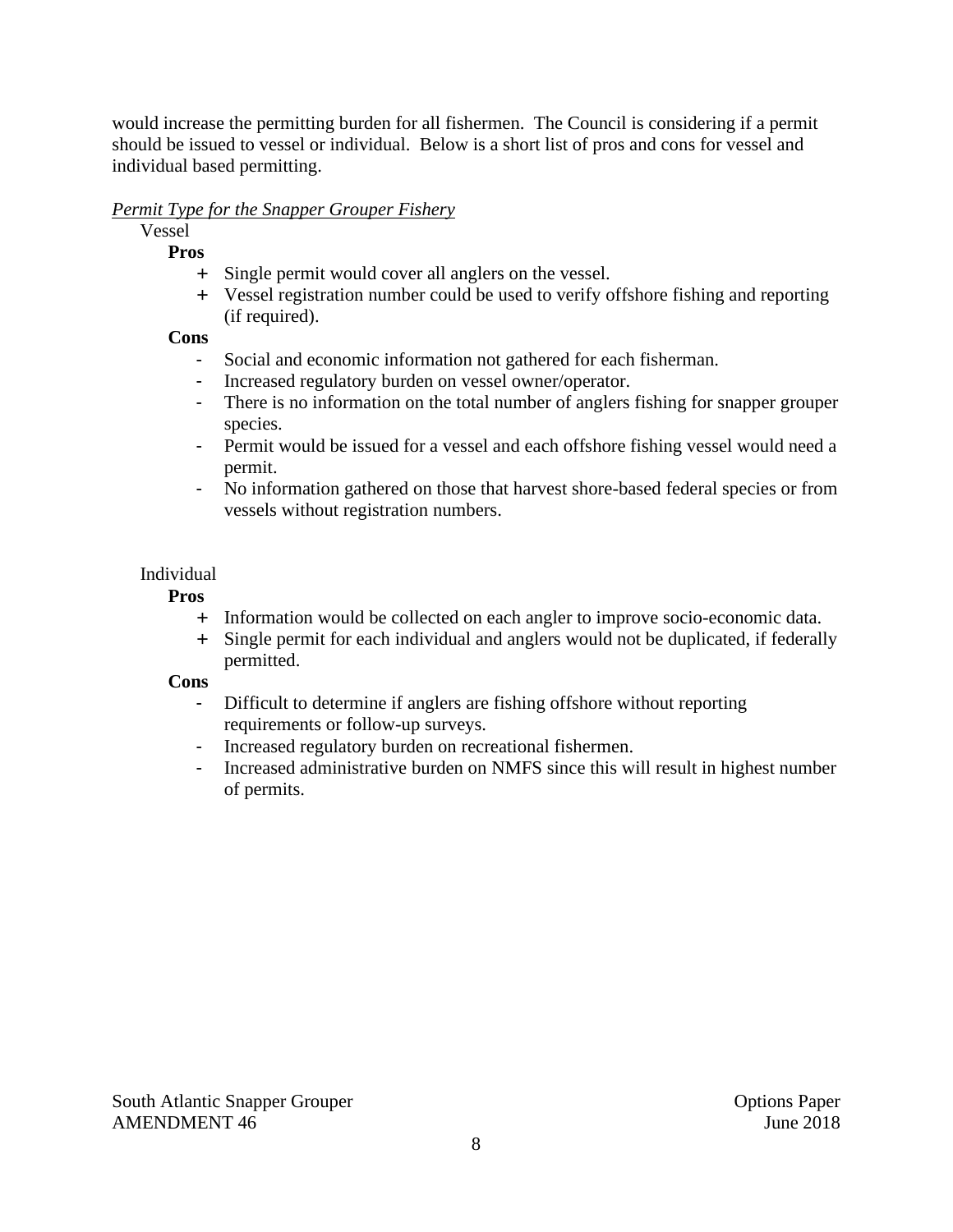would increase the permitting burden for all fishermen. The Council is considering if a permit should be issued to vessel or individual. Below is a short list of pros and cons for vessel and individual based permitting.

*Permit Type for the Snapper Grouper Fishery*

Vessel

**Pros**

- + Single permit would cover all anglers on the vessel.
- + Vessel registration number could be used to verify offshore fishing and reporting (if required).

**Cons**

- Social and economic information not gathered for each fisherman.
- Increased regulatory burden on vessel owner/operator.
- There is no information on the total number of anglers fishing for snapper grouper species.
- Permit would be issued for a vessel and each offshore fishing vessel would need a permit.
- No information gathered on those that harvest shore-based federal species or from vessels without registration numbers.

Individual

**Pros**

- + Information would be collected on each angler to improve socio-economic data.
- + Single permit for each individual and anglers would not be duplicated, if federally permitted.

**Cons**

- Difficult to determine if anglers are fishing offshore without reporting requirements or follow-up surveys.
- Increased regulatory burden on recreational fishermen.
- Increased administrative burden on NMFS since this will result in highest number of permits.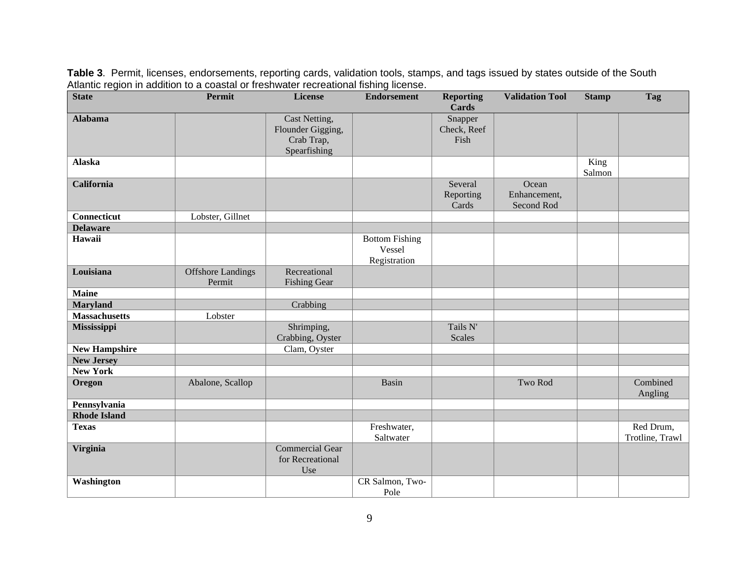**Table 3**. Permit, licenses, endorsements, reporting cards, validation tools, stamps, and tags issued by states outside of the South Atlantic region in addition to a coastal or freshwater recreational fishing license.

| State | Permit | License | Endorsement | Reporting Cards | Validation Tool | Stamp | Tag |
|---|---|---|---|---|---|---|---|
| **Alabama** | | Cast Netting, Flounder Gigging, Crab Trap, Spearfishing | | Snapper Check, Reef Fish | | | |
| **Alaska** | | | | | | King Salmon | |
| **California** | | | | Several Reporting Cards | Ocean Enhancement, Second Rod | | |
| **Connecticut** | Lobster, Gillnet | | | | | | |
| **Delaware** | | | | | | | |
| **Hawaii** | | | Bottom Fishing Vessel Registration | | | | |
| **Louisiana** | Offshore Landings Permit | Recreational Fishing Gear | | | | | |
| **Maine** | | | | | | | |
| **Maryland** | | Crabbing | | | | | |
| **Massachusetts** | Lobster | | | | | | |
| **Mississippi** | | Shrimping, Crabbing, Oyster | | Tails N' Scales | | | |
| **New Hampshire** | | Clam, Oyster | | | | | |
| **New Jersey** | | | | | | | |
| **New York** | | | | | | | |
| **Oregon** | Abalone, Scallop | | Basin | | Two Rod | | Combined Angling |
| **Pennsylvania** | | | | | | | |
| **Rhode Island** | | | | | | | |
| **Texas** | | | Freshwater, Saltwater | | | | Red Drum, Trotline, Trawl |
| **Virginia** | | Commercial Gear for Recreational Use | | | | | |
| **Washington** | | | CR Salmon, Two-Pole | | | | |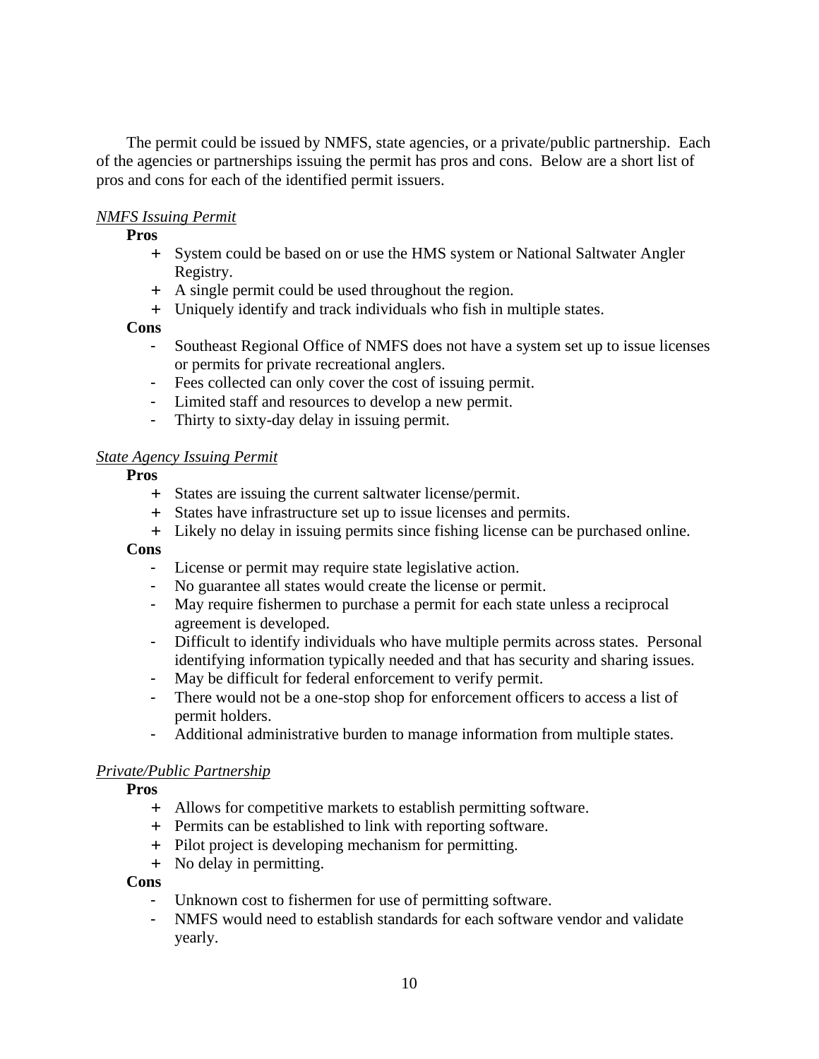The permit could be issued by NMFS, state agencies, or a private/public partnership. Each of the agencies or partnerships issuing the permit has pros and cons. Below are a short list of pros and cons for each of the identified permit issuers.

*NMFS Issuing Permit*

**Pros**

+ System could be based on or use the HMS system or National Saltwater Angler Registry.
+ A single permit could be used throughout the region.
+ Uniquely identify and track individuals who fish in multiple states.

**Cons**

- Southeast Regional Office of NMFS does not have a system set up to issue licenses or permits for private recreational anglers.
- Fees collected can only cover the cost of issuing permit.
- Limited staff and resources to develop a new permit.
- Thirty to sixty-day delay in issuing permit.

*State Agency Issuing Permit*

**Pros**

+ States are issuing the current saltwater license/permit.
+ States have infrastructure set up to issue licenses and permits.
+ Likely no delay in issuing permits since fishing license can be purchased online.

**Cons**

- License or permit may require state legislative action.
- No guarantee all states would create the license or permit.
- May require fishermen to purchase a permit for each state unless a reciprocal agreement is developed.
- Difficult to identify individuals who have multiple permits across states. Personal identifying information typically needed and that has security and sharing issues.
- May be difficult for federal enforcement to verify permit.
- There would not be a one-stop shop for enforcement officers to access a list of permit holders.
- Additional administrative burden to manage information from multiple states.

*Private/Public Partnership*

**Pros**

+ Allows for competitive markets to establish permitting software.
+ Permits can be established to link with reporting software.
+ Pilot project is developing mechanism for permitting.
+ No delay in permitting.

**Cons**

- Unknown cost to fishermen for use of permitting software.
- NMFS would need to establish standards for each software vendor and validate yearly.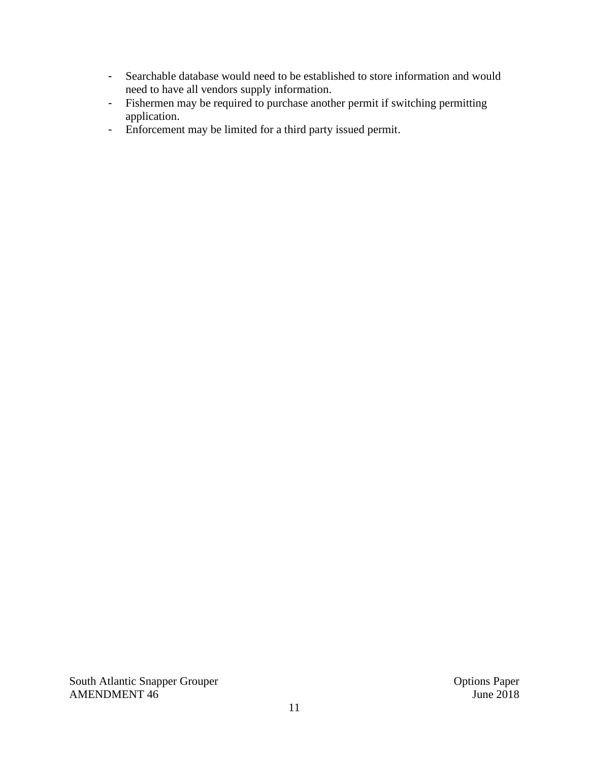- Searchable database would need to be established to store information and would need to have all vendors supply information.
- Fishermen may be required to purchase another permit if switching permitting application.
- Enforcement may be limited for a third party issued permit.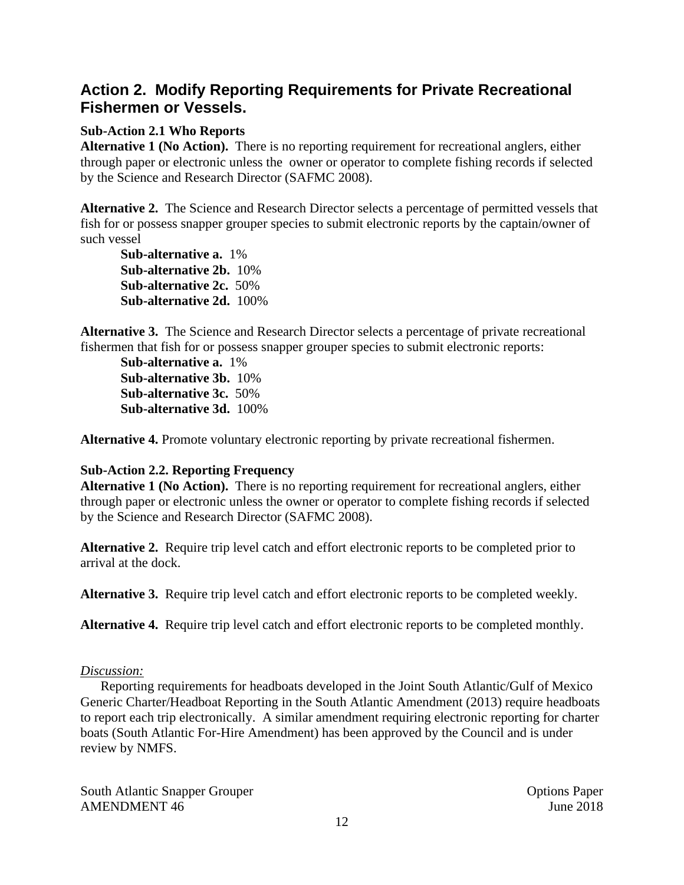## Action 2. Modify Reporting Requirements for Private Recreational Fishermen or Vessels.

**Sub-Action 2.1 Who Reports**

**Alternative 1 (No Action).** There is no reporting requirement for recreational anglers, either through paper or electronic unless the owner or operator to complete fishing records if selected by the Science and Research Director (SAFMC 2008).

**Alternative 2.** The Science and Research Director selects a percentage of permitted vessels that fish for or possess snapper grouper species to submit electronic reports by the captain/owner of such vessel

**Sub-alternative a.** 1%
**Sub-alternative 2b.** 10%
**Sub-alternative 2c.** 50%
**Sub-alternative 2d.** 100%

**Alternative 3.** The Science and Research Director selects a percentage of private recreational fishermen that fish for or possess snapper grouper species to submit electronic reports:

**Sub-alternative a.** 1%
**Sub-alternative 3b.** 10%
**Sub-alternative 3c.** 50%
**Sub-alternative 3d.** 100%

**Alternative 4.** Promote voluntary electronic reporting by private recreational fishermen.

**Sub-Action 2.2. Reporting Frequency**

**Alternative 1 (No Action).** There is no reporting requirement for recreational anglers, either through paper or electronic unless the owner or operator to complete fishing records if selected by the Science and Research Director (SAFMC 2008).

**Alternative 2.** Require trip level catch and effort electronic reports to be completed prior to arrival at the dock.

**Alternative 3.** Require trip level catch and effort electronic reports to be completed weekly.

**Alternative 4.** Require trip level catch and effort electronic reports to be completed monthly.

*Discussion:*

Reporting requirements for headboats developed in the Joint South Atlantic/Gulf of Mexico Generic Charter/Headboat Reporting in the South Atlantic Amendment (2013) require headboats to report each trip electronically. A similar amendment requiring electronic reporting for charter boats (South Atlantic For-Hire Amendment) has been approved by the Council and is under review by NMFS.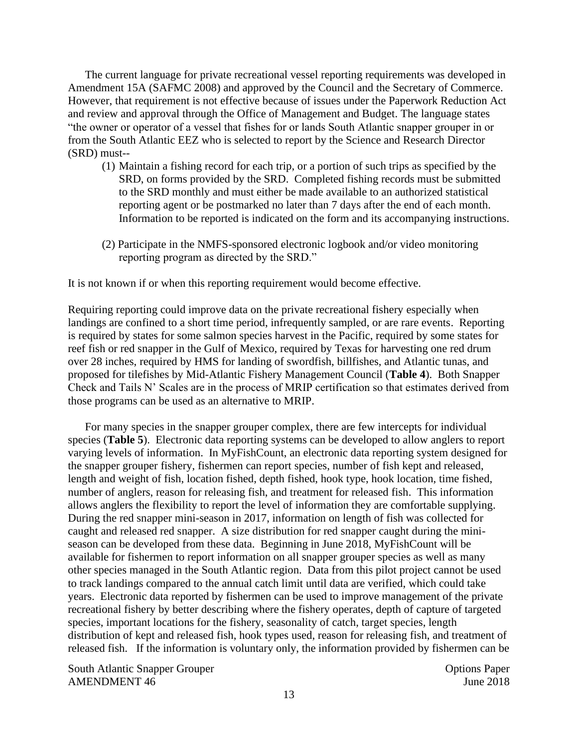The current language for private recreational vessel reporting requirements was developed in Amendment 15A (SAFMC 2008) and approved by the Council and the Secretary of Commerce. However, that requirement is not effective because of issues under the Paperwork Reduction Act and review and approval through the Office of Management and Budget. The language states "the owner or operator of a vessel that fishes for or lands South Atlantic snapper grouper in or from the South Atlantic EEZ who is selected to report by the Science and Research Director (SRD) must--

(1) Maintain a fishing record for each trip, or a portion of such trips as specified by the SRD, on forms provided by the SRD. Completed fishing records must be submitted to the SRD monthly and must either be made available to an authorized statistical reporting agent or be postmarked no later than 7 days after the end of each month. Information to be reported is indicated on the form and its accompanying instructions.

(2) Participate in the NMFS-sponsored electronic logbook and/or video monitoring reporting program as directed by the SRD."

It is not known if or when this reporting requirement would become effective.

Requiring reporting could improve data on the private recreational fishery especially when landings are confined to a short time period, infrequently sampled, or are rare events. Reporting is required by states for some salmon species harvest in the Pacific, required by some states for reef fish or red snapper in the Gulf of Mexico, required by Texas for harvesting one red drum over 28 inches, required by HMS for landing of swordfish, billfishes, and Atlantic tunas, and proposed for tilefishes by Mid-Atlantic Fishery Management Council (**Table 4**). Both Snapper Check and Tails N' Scales are in the process of MRIP certification so that estimates derived from those programs can be used as an alternative to MRIP.

For many species in the snapper grouper complex, there are few intercepts for individual species (**Table 5**). Electronic data reporting systems can be developed to allow anglers to report varying levels of information. In MyFishCount, an electronic data reporting system designed for the snapper grouper fishery, fishermen can report species, number of fish kept and released, length and weight of fish, location fished, depth fished, hook type, hook location, time fished, number of anglers, reason for releasing fish, and treatment for released fish. This information allows anglers the flexibility to report the level of information they are comfortable supplying. During the red snapper mini-season in 2017, information on length of fish was collected for caught and released red snapper. A size distribution for red snapper caught during the mini-season can be developed from these data. Beginning in June 2018, MyFishCount will be available for fishermen to report information on all snapper grouper species as well as many other species managed in the South Atlantic region. Data from this pilot project cannot be used to track landings compared to the annual catch limit until data are verified, which could take years. Electronic data reported by fishermen can be used to improve management of the private recreational fishery by better describing where the fishery operates, depth of capture of targeted species, important locations for the fishery, seasonality of catch, target species, length distribution of kept and released fish, hook types used, reason for releasing fish, and treatment of released fish. If the information is voluntary only, the information provided by fishermen can be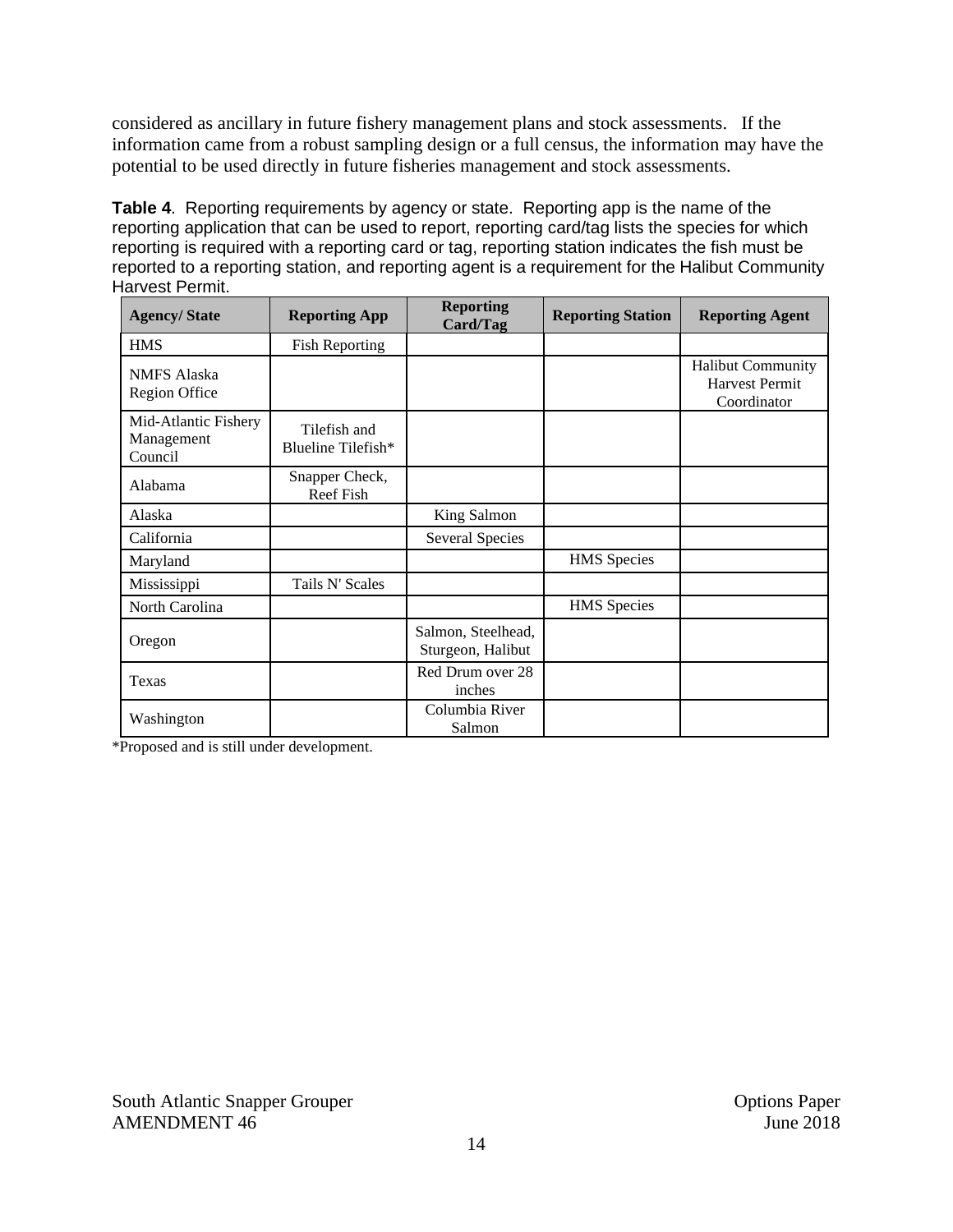considered as ancillary in future fishery management plans and stock assessments. If the information came from a robust sampling design or a full census, the information may have the potential to be used directly in future fisheries management and stock assessments.

**Table 4**. Reporting requirements by agency or state. Reporting app is the name of the reporting application that can be used to report, reporting card/tag lists the species for which reporting is required with a reporting card or tag, reporting station indicates the fish must be reported to a reporting station, and reporting agent is a requirement for the Halibut Community Harvest Permit.

| Agency/ State | Reporting App | Reporting Card/Tag | Reporting Station | Reporting Agent |
|---|---|---|---|---|
| HMS | Fish Reporting | | | |
| NMFS Alaska Region Office | | | | Halibut Community Harvest Permit Coordinator |
| Mid-Atlantic Fishery Management Council | Tilefish and Blueline Tilefish* | | | |
| Alabama | Snapper Check, Reef Fish | | | |
| Alaska | | King Salmon | | |
| California | | Several Species | | |
| Maryland | | | HMS Species | |
| Mississippi | Tails N' Scales | | | |
| North Carolina | | | HMS Species | |
| Oregon | | Salmon, Steelhead, Sturgeon, Halibut | | |
| Texas | | Red Drum over 28 inches | | |
| Washington | | Columbia River Salmon | | |

*Proposed and is still under development.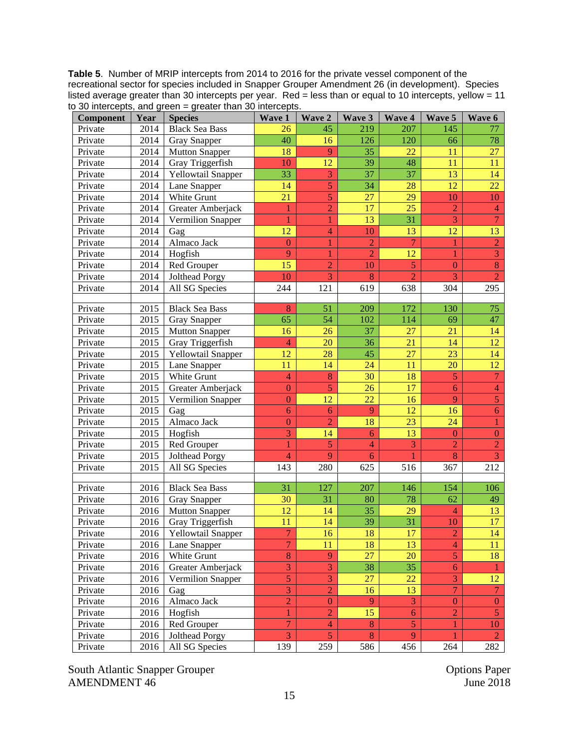**Table 5**. Number of MRIP intercepts from 2014 to 2016 for the private vessel component of the recreational sector for species included in Snapper Grouper Amendment 26 (in development). Species listed average greater than 30 intercepts per year. Red = less than or equal to 10 intercepts, yellow = 11 to 30 intercepts, and green = greater than 30 intercepts.

| Component | Year | Species | Wave 1 | Wave 2 | Wave 3 | Wave 4 | Wave 5 | Wave 6 |
|---|---|---|---|---|---|---|---|---|
| Private | 2014 | Black Sea Bass | 26 | 45 | 219 | 207 | 145 | 77 |
| Private | 2014 | Gray Snapper | 40 | 16 | 126 | 120 | 66 | 78 |
| Private | 2014 | Mutton Snapper | 18 | 9 | 35 | 22 | 11 | 27 |
| Private | 2014 | Gray Triggerfish | 10 | 12 | 39 | 48 | 11 | 11 |
| Private | 2014 | Yellowtail Snapper | 33 | 3 | 37 | 37 | 13 | 14 |
| Private | 2014 | Lane Snapper | 14 | 5 | 34 | 28 | 12 | 22 |
| Private | 2014 | White Grunt | 21 | 5 | 27 | 29 | 10 | 10 |
| Private | 2014 | Greater Amberjack | 1 | 2 | 17 | 25 | 2 | 4 |
| Private | 2014 | Vermilion Snapper | 1 | 1 | 13 | 31 | 3 | 7 |
| Private | 2014 | Gag | 12 | 4 | 10 | 13 | 12 | 13 |
| Private | 2014 | Almaco Jack | 0 | 1 | 2 | 7 | 1 | 2 |
| Private | 2014 | Hogfish | 9 | 1 | 2 | 12 | 1 | 3 |
| Private | 2014 | Red Grouper | 15 | 2 | 10 | 5 | 0 | 8 |
| Private | 2014 | Jolthead Porgy | 10 | 3 | 8 | 2 | 3 | 2 |
| Private | 2014 | All SG Species | 244 | 121 | 619 | 638 | 304 | 295 |
| | | | | | | | | |
| Private | 2015 | Black Sea Bass | 8 | 51 | 209 | 172 | 130 | 75 |
| Private | 2015 | Gray Snapper | 65 | 54 | 102 | 114 | 69 | 47 |
| Private | 2015 | Mutton Snapper | 16 | 26 | 37 | 27 | 21 | 14 |
| Private | 2015 | Gray Triggerfish | 4 | 20 | 36 | 21 | 14 | 12 |
| Private | 2015 | Yellowtail Snapper | 12 | 28 | 45 | 27 | 23 | 14 |
| Private | 2015 | Lane Snapper | 11 | 14 | 24 | 11 | 20 | 12 |
| Private | 2015 | White Grunt | 4 | 8 | 30 | 18 | 5 | 7 |
| Private | 2015 | Greater Amberjack | 0 | 5 | 26 | 17 | 6 | 4 |
| Private | 2015 | Vermilion Snapper | 0 | 12 | 22 | 16 | 9 | 5 |
| Private | 2015 | Gag | 6 | 6 | 9 | 12 | 16 | 6 |
| Private | 2015 | Almaco Jack | 0 | 2 | 18 | 23 | 24 | 1 |
| Private | 2015 | Hogfish | 3 | 14 | 6 | 13 | 0 | 0 |
| Private | 2015 | Red Grouper | 1 | 5 | 4 | 3 | 2 | 2 |
| Private | 2015 | Jolthead Porgy | 4 | 9 | 6 | 1 | 8 | 3 |
| Private | 2015 | All SG Species | 143 | 280 | 625 | 516 | 367 | 212 |
| | | | | | | | | |
| Private | 2016 | Black Sea Bass | 31 | 127 | 207 | 146 | 154 | 106 |
| Private | 2016 | Gray Snapper | 30 | 31 | 80 | 78 | 62 | 49 |
| Private | 2016 | Mutton Snapper | 12 | 14 | 35 | 29 | 4 | 13 |
| Private | 2016 | Gray Triggerfish | 11 | 14 | 39 | 31 | 10 | 17 |
| Private | 2016 | Yellowtail Snapper | 7 | 16 | 18 | 17 | 2 | 14 |
| Private | 2016 | Lane Snapper | 7 | 11 | 18 | 13 | 4 | 11 |
| Private | 2016 | White Grunt | 8 | 9 | 27 | 20 | 5 | 18 |
| Private | 2016 | Greater Amberjack | 3 | 3 | 38 | 35 | 6 | 1 |
| Private | 2016 | Vermilion Snapper | 5 | 3 | 27 | 22 | 3 | 12 |
| Private | 2016 | Gag | 3 | 2 | 16 | 13 | 7 | 7 |
| Private | 2016 | Almaco Jack | 2 | 0 | 9 | 3 | 0 | 0 |
| Private | 2016 | Hogfish | 1 | 2 | 15 | 6 | 2 | 5 |
| Private | 2016 | Red Grouper | 7 | 4 | 8 | 5 | 1 | 10 |
| Private | 2016 | Jolthead Porgy | 3 | 5 | 8 | 9 | 1 | 2 |
| Private | 2016 | All SG Species | 139 | 259 | 586 | 456 | 264 | 282 |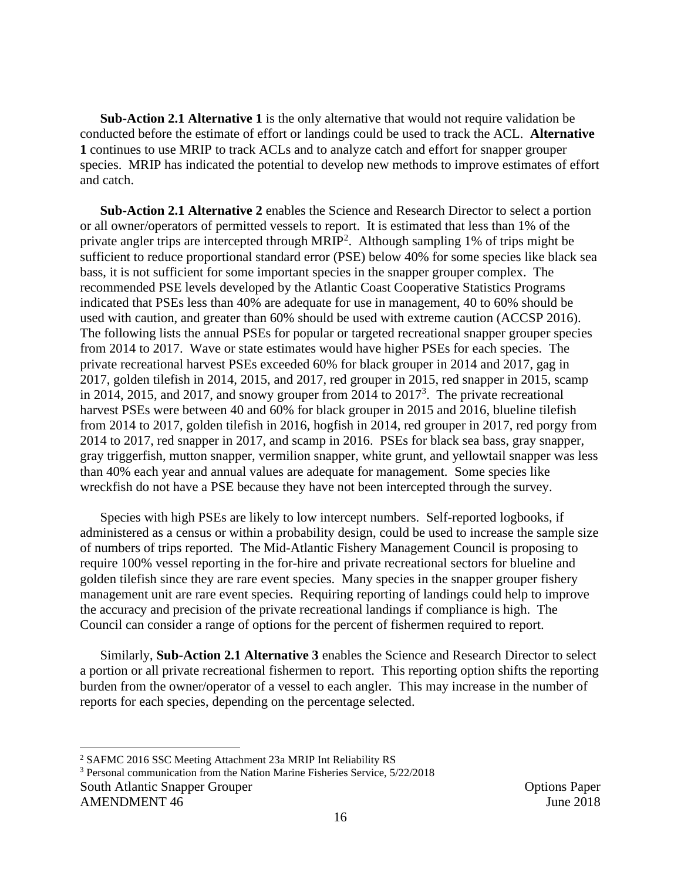**Sub-Action 2.1 Alternative 1** is the only alternative that would not require validation be conducted before the estimate of effort or landings could be used to track the ACL. **Alternative 1** continues to use MRIP to track ACLs and to analyze catch and effort for snapper grouper species. MRIP has indicated the potential to develop new methods to improve estimates of effort and catch.

**Sub-Action 2.1 Alternative 2** enables the Science and Research Director to select a portion or all owner/operators of permitted vessels to report. It is estimated that less than 1% of the private angler trips are intercepted through MRIP[2]. Although sampling 1% of trips might be sufficient to reduce proportional standard error (PSE) below 40% for some species like black sea bass, it is not sufficient for some important species in the snapper grouper complex. The recommended PSE levels developed by the Atlantic Coast Cooperative Statistics Programs indicated that PSEs less than 40% are adequate for use in management, 40 to 60% should be used with caution, and greater than 60% should be used with extreme caution (ACCSP 2016). The following lists the annual PSEs for popular or targeted recreational snapper grouper species from 2014 to 2017. Wave or state estimates would have higher PSEs for each species. The private recreational harvest PSEs exceeded 60% for black grouper in 2014 and 2017, gag in 2017, golden tilefish in 2014, 2015, and 2017, red grouper in 2015, red snapper in 2015, scamp in 2014, 2015, and 2017, and snowy grouper from 2014 to 2017[3]. The private recreational harvest PSEs were between 40 and 60% for black grouper in 2015 and 2016, blueline tilefish from 2014 to 2017, golden tilefish in 2016, hogfish in 2014, red grouper in 2017, red porgy from 2014 to 2017, red snapper in 2017, and scamp in 2016. PSEs for black sea bass, gray snapper, gray triggerfish, mutton snapper, vermilion snapper, white grunt, and yellowtail snapper was less than 40% each year and annual values are adequate for management. Some species like wreckfish do not have a PSE because they have not been intercepted through the survey.

Species with high PSEs are likely to low intercept numbers. Self-reported logbooks, if administered as a census or within a probability design, could be used to increase the sample size of numbers of trips reported. The Mid-Atlantic Fishery Management Council is proposing to require 100% vessel reporting in the for-hire and private recreational sectors for blueline and golden tilefish since they are rare event species. Many species in the snapper grouper fishery management unit are rare event species. Requiring reporting of landings could help to improve the accuracy and precision of the private recreational landings if compliance is high. The Council can consider a range of options for the percent of fishermen required to report.

Similarly, **Sub-Action 2.1 Alternative 3** enables the Science and Research Director to select a portion or all private recreational fishermen to report. This reporting option shifts the reporting burden from the owner/operator of a vessel to each angler. This may increase in the number of reports for each species, depending on the percentage selected.

---

[2] SAFMC 2016 SSC Meeting Attachment 23a MRIP Int Reliability RS

[3] Personal communication from the Nation Marine Fisheries Service, 5/22/2018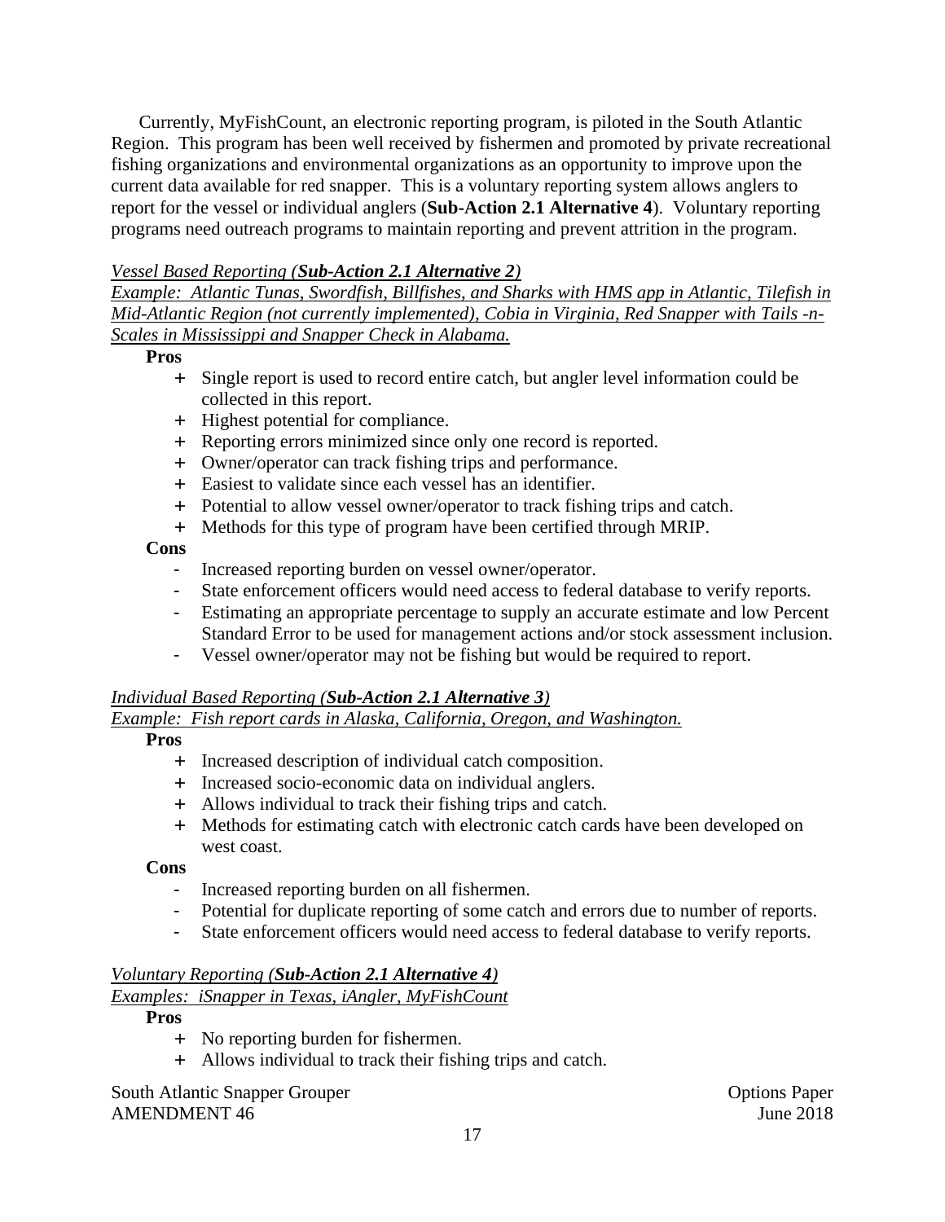Currently, MyFishCount, an electronic reporting program, is piloted in the South Atlantic Region. This program has been well received by fishermen and promoted by private recreational fishing organizations and environmental organizations as an opportunity to improve upon the current data available for red snapper. This is a voluntary reporting system allows anglers to report for the vessel or individual anglers (**Sub-Action 2.1 Alternative 4**). Voluntary reporting programs need outreach programs to maintain reporting and prevent attrition in the program.

*Vessel Based Reporting (**Sub-Action 2.1 Alternative 2**)*

*Example: Atlantic Tunas, Swordfish, Billfishes, and Sharks with HMS app in Atlantic, Tilefish in Mid-Atlantic Region (not currently implemented), Cobia in Virginia, Red Snapper with Tails -n-Scales in Mississippi and Snapper Check in Alabama.*

**Pros**

+ Single report is used to record entire catch, but angler level information could be collected in this report.
+ Highest potential for compliance.
+ Reporting errors minimized since only one record is reported.
+ Owner/operator can track fishing trips and performance.
+ Easiest to validate since each vessel has an identifier.
+ Potential to allow vessel owner/operator to track fishing trips and catch.
+ Methods for this type of program have been certified through MRIP.

**Cons**

- Increased reporting burden on vessel owner/operator.
- State enforcement officers would need access to federal database to verify reports.
- Estimating an appropriate percentage to supply an accurate estimate and low Percent Standard Error to be used for management actions and/or stock assessment inclusion.
- Vessel owner/operator may not be fishing but would be required to report.

*Individual Based Reporting (**Sub-Action 2.1 Alternative 3**)*

*Example: Fish report cards in Alaska, California, Oregon, and Washington.*

**Pros**

+ Increased description of individual catch composition.
+ Increased socio-economic data on individual anglers.
+ Allows individual to track their fishing trips and catch.
+ Methods for estimating catch with electronic catch cards have been developed on west coast.

**Cons**

- Increased reporting burden on all fishermen.
- Potential for duplicate reporting of some catch and errors due to number of reports.
- State enforcement officers would need access to federal database to verify reports.

*Voluntary Reporting (**Sub-Action 2.1 Alternative 4**)*

*Examples: iSnapper in Texas, iAngler, MyFishCount*

**Pros**

+ No reporting burden for fishermen.
+ Allows individual to track their fishing trips and catch.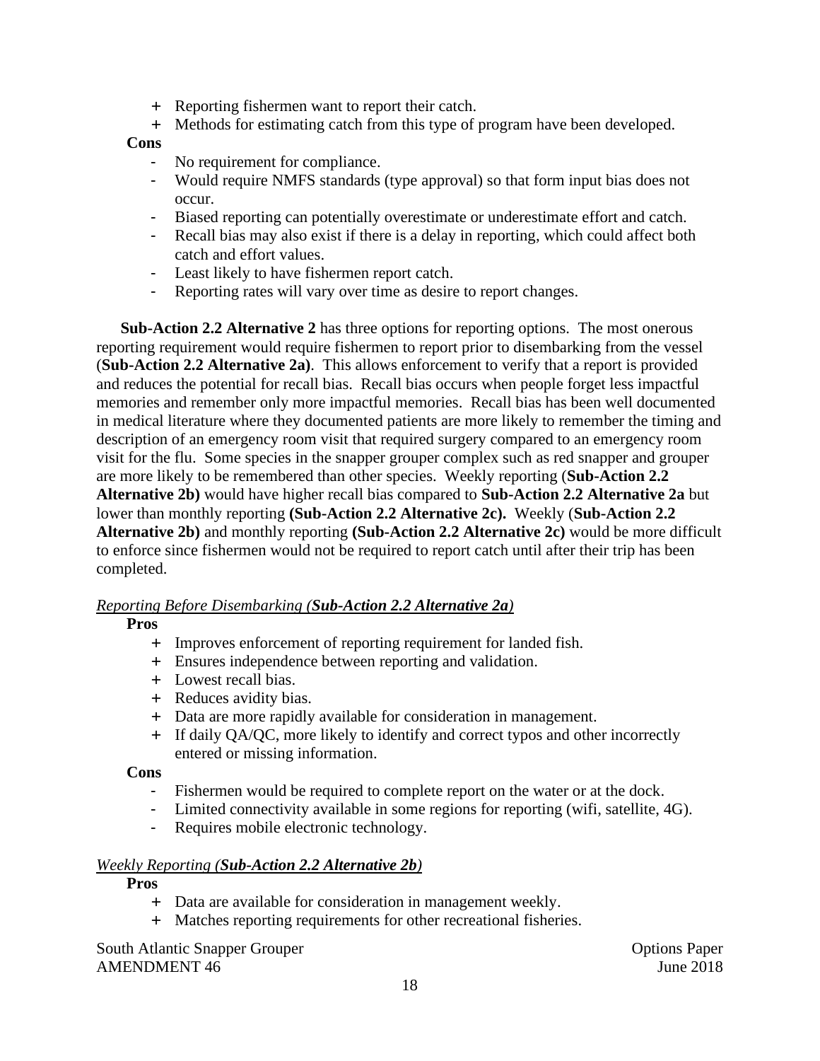+ Reporting fishermen want to report their catch.
+ Methods for estimating catch from this type of program have been developed.

**Cons**

- No requirement for compliance.
- Would require NMFS standards (type approval) so that form input bias does not occur.
- Biased reporting can potentially overestimate or underestimate effort and catch.
- Recall bias may also exist if there is a delay in reporting, which could affect both catch and effort values.
- Least likely to have fishermen report catch.
- Reporting rates will vary over time as desire to report changes.

**Sub-Action 2.2 Alternative 2** has three options for reporting options. The most onerous reporting requirement would require fishermen to report prior to disembarking from the vessel (**Sub-Action 2.2 Alternative 2a**). This allows enforcement to verify that a report is provided and reduces the potential for recall bias. Recall bias occurs when people forget less impactful memories and remember only more impactful memories. Recall bias has been well documented in medical literature where they documented patients are more likely to remember the timing and description of an emergency room visit that required surgery compared to an emergency room visit for the flu. Some species in the snapper grouper complex such as red snapper and grouper are more likely to be remembered than other species. Weekly reporting (**Sub-Action 2.2 Alternative 2b)** would have higher recall bias compared to **Sub-Action 2.2 Alternative 2a** but lower than monthly reporting **(Sub-Action 2.2 Alternative 2c).** Weekly (**Sub-Action 2.2 Alternative 2b)** and monthly reporting **(Sub-Action 2.2 Alternative 2c)** would be more difficult to enforce since fishermen would not be required to report catch until after their trip has been completed.

*Reporting Before Disembarking (**Sub-Action 2.2 Alternative 2a**)*

**Pros**

+ Improves enforcement of reporting requirement for landed fish.
+ Ensures independence between reporting and validation.
+ Lowest recall bias.
+ Reduces avidity bias.
+ Data are more rapidly available for consideration in management.
+ If daily QA/QC, more likely to identify and correct typos and other incorrectly entered or missing information.

**Cons**

- Fishermen would be required to complete report on the water or at the dock.
- Limited connectivity available in some regions for reporting (wifi, satellite, 4G).
- Requires mobile electronic technology.

*Weekly Reporting (**Sub-Action 2.2 Alternative 2b**)*

**Pros**

+ Data are available for consideration in management weekly.
+ Matches reporting requirements for other recreational fisheries.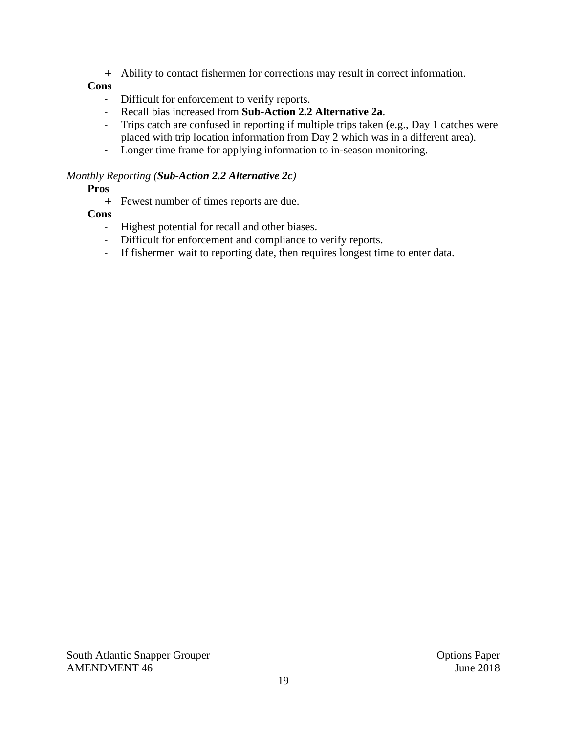+ Ability to contact fishermen for corrections may result in correct information.

**Cons**

- Difficult for enforcement to verify reports.
- Recall bias increased from **Sub-Action 2.2 Alternative 2a**.
- Trips catch are confused in reporting if multiple trips taken (e.g., Day 1 catches were placed with trip location information from Day 2 which was in a different area).
- Longer time frame for applying information to in-season monitoring.

*Monthly Reporting (**Sub-Action 2.2 Alternative 2c**)*

**Pros**

+ Fewest number of times reports are due.

**Cons**

- Highest potential for recall and other biases.
- Difficult for enforcement and compliance to verify reports.
- If fishermen wait to reporting date, then requires longest time to enter data.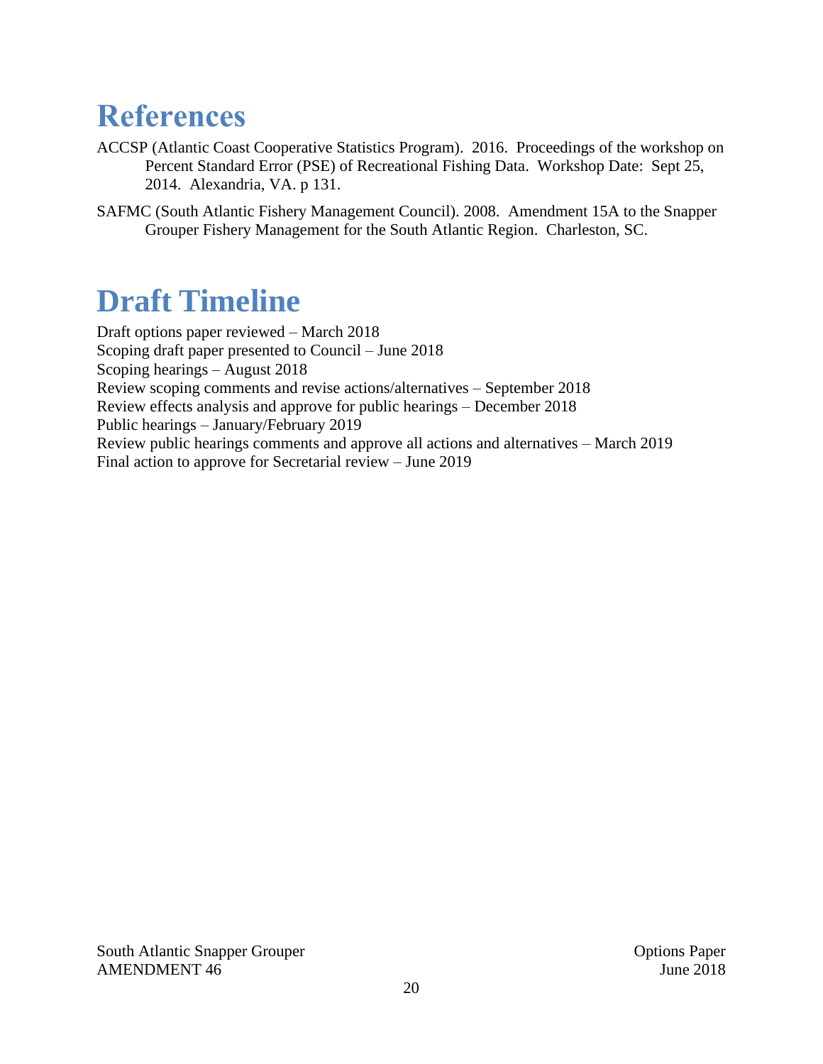# References

ACCSP (Atlantic Coast Cooperative Statistics Program). 2016. Proceedings of the workshop on Percent Standard Error (PSE) of Recreational Fishing Data. Workshop Date: Sept 25, 2014. Alexandria, VA. p 131.

SAFMC (South Atlantic Fishery Management Council). 2008. Amendment 15A to the Snapper Grouper Fishery Management for the South Atlantic Region. Charleston, SC.

# Draft Timeline

Draft options paper reviewed – March 2018
Scoping draft paper presented to Council – June 2018
Scoping hearings – August 2018
Review scoping comments and revise actions/alternatives – September 2018
Review effects analysis and approve for public hearings – December 2018
Public hearings – January/February 2019
Review public hearings comments and approve all actions and alternatives – March 2019
Final action to approve for Secretarial review – June 2019